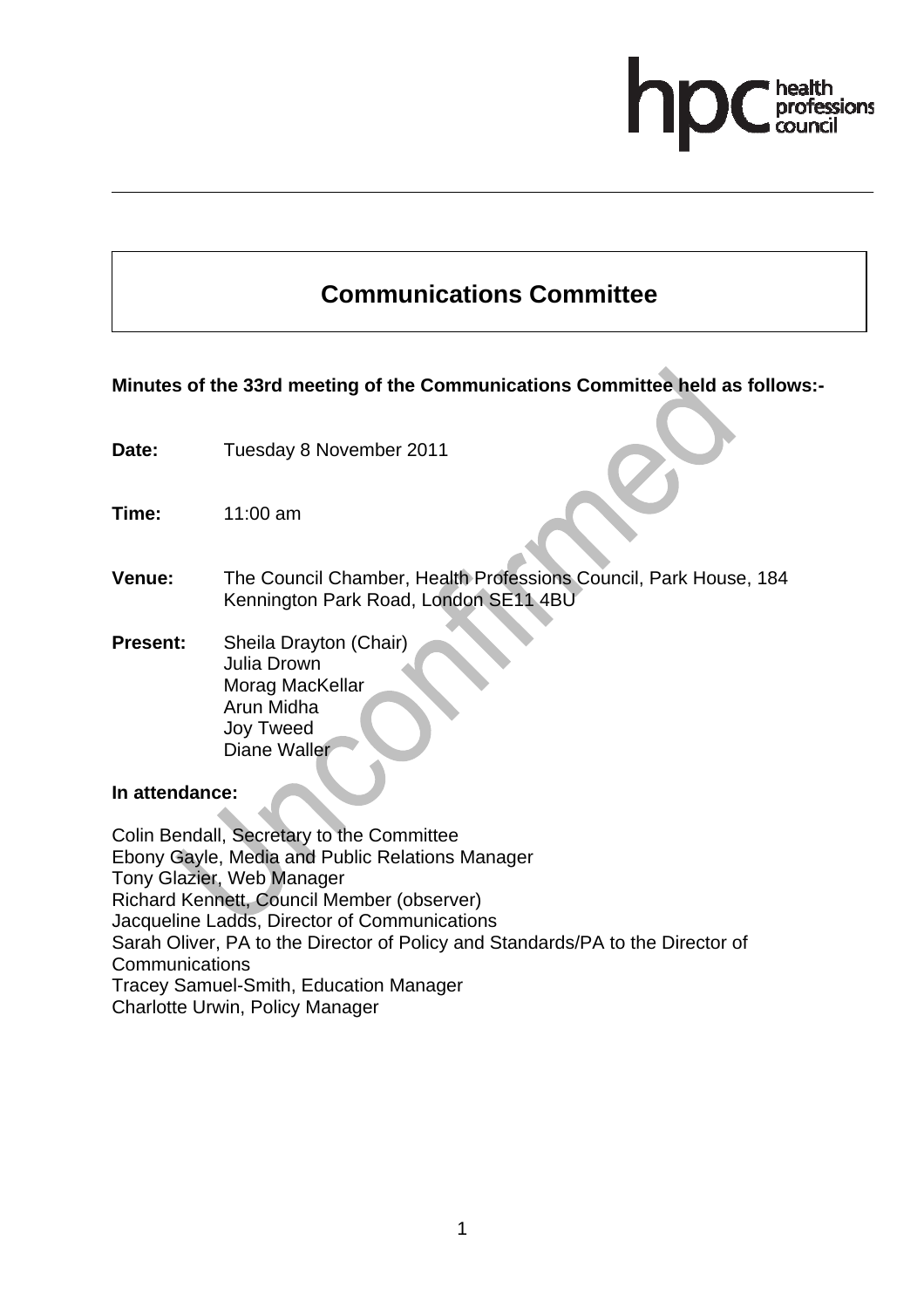# Communications Committee

**Minutes of the 33rd meeting of the Communications Committee held as follows:-**

**Date:** Tuesday 8 November 2011

**Time:** 11:00 am

**Venue:** The Council Chamber, Health Professions Council, Park House, 184 Kennington Park Road, London SE11 4BU

**Present:** Sheila Drayton (Chair)
Julia Drown
Morag MacKellar
Arun Midha
Joy Tweed
Diane Waller

**In attendance:**

Colin Bendall, Secretary to the Committee
Ebony Gayle, Media and Public Relations Manager
Tony Glazier, Web Manager
Richard Kennett, Council Member (observer)
Jacqueline Ladds, Director of Communications
Sarah Oliver, PA to the Director of Policy and Standards/PA to the Director of Communications
Tracey Samuel-Smith, Education Manager
Charlotte Urwin, Policy Manager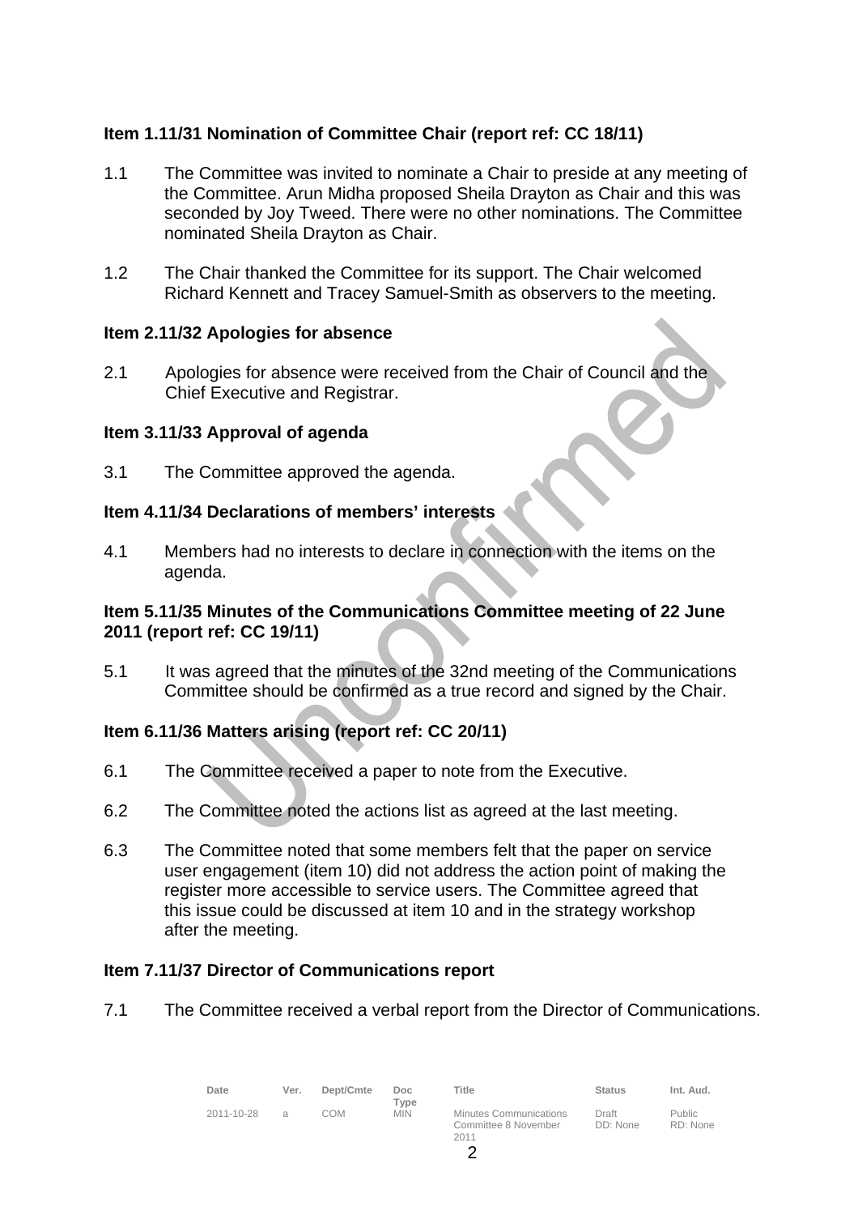**Item 1.11/31 Nomination of Committee Chair (report ref: CC 18/11)**

1.1 The Committee was invited to nominate a Chair to preside at any meeting of the Committee. Arun Midha proposed Sheila Drayton as Chair and this was seconded by Joy Tweed. There were no other nominations. The Committee nominated Sheila Drayton as Chair.

1.2 The Chair thanked the Committee for its support. The Chair welcomed Richard Kennett and Tracey Samuel-Smith as observers to the meeting.

**Item 2.11/32 Apologies for absence**

2.1 Apologies for absence were received from the Chair of Council and the Chief Executive and Registrar.

**Item 3.11/33 Approval of agenda**

3.1 The Committee approved the agenda.

**Item 4.11/34 Declarations of members' interests**

4.1 Members had no interests to declare in connection with the items on the agenda.

**Item 5.11/35 Minutes of the Communications Committee meeting of 22 June 2011 (report ref: CC 19/11)**

5.1 It was agreed that the minutes of the 32nd meeting of the Communications Committee should be confirmed as a true record and signed by the Chair.

**Item 6.11/36 Matters arising (report ref: CC 20/11)**

6.1 The Committee received a paper to note from the Executive.

6.2 The Committee noted the actions list as agreed at the last meeting.

6.3 The Committee noted that some members felt that the paper on service user engagement (item 10) did not address the action point of making the register more accessible to service users. The Committee agreed that this issue could be discussed at item 10 and in the strategy workshop after the meeting.

**Item 7.11/37 Director of Communications report**

7.1 The Committee received a verbal report from the Director of Communications.

| Date | Ver. | Dept/Cmte | Doc Type | Title | Status | Int. Aud. |
|---|---|---|---|---|---|---|
| 2011-10-28 | a | COM | MIN | Minutes Communications Committee 8 November 2011 | Draft DD: None | Public RD: None |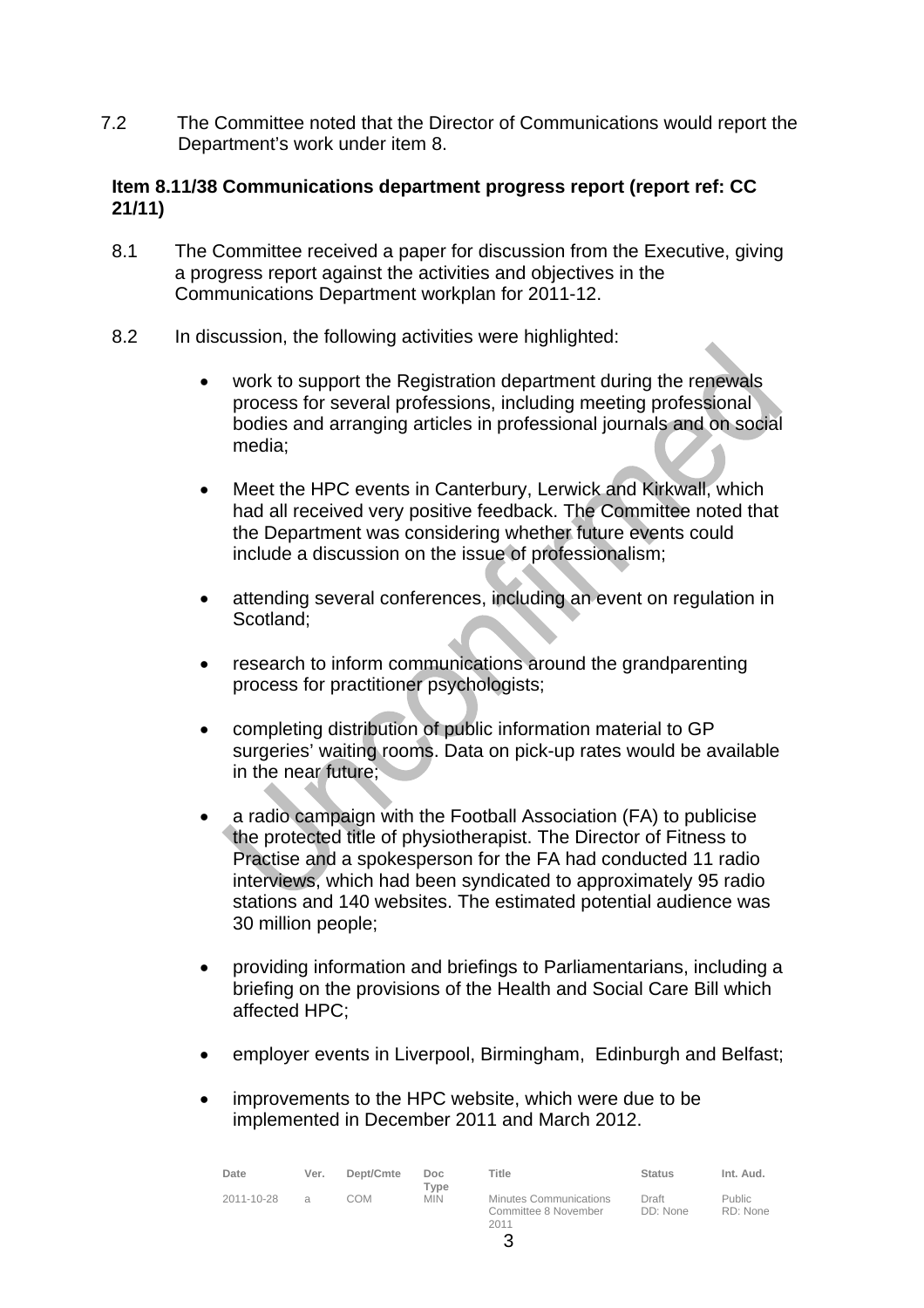7.2 The Committee noted that the Director of Communications would report the Department's work under item 8.

**Item 8.11/38 Communications department progress report (report ref: CC 21/11)**

8.1 The Committee received a paper for discussion from the Executive, giving a progress report against the activities and objectives in the Communications Department workplan for 2011-12.

8.2 In discussion, the following activities were highlighted:

- work to support the Registration department during the renewals process for several professions, including meeting professional bodies and arranging articles in professional journals and on social media;
- Meet the HPC events in Canterbury, Lerwick and Kirkwall, which had all received very positive feedback. The Committee noted that the Department was considering whether future events could include a discussion on the issue of professionalism;
- attending several conferences, including an event on regulation in Scotland;
- research to inform communications around the grandparenting process for practitioner psychologists;
- completing distribution of public information material to GP surgeries' waiting rooms. Data on pick-up rates would be available in the near future;
- a radio campaign with the Football Association (FA) to publicise the protected title of physiotherapist. The Director of Fitness to Practise and a spokesperson for the FA had conducted 11 radio interviews, which had been syndicated to approximately 95 radio stations and 140 websites. The estimated potential audience was 30 million people;
- providing information and briefings to Parliamentarians, including a briefing on the provisions of the Health and Social Care Bill which affected HPC;
- employer events in Liverpool, Birmingham, Edinburgh and Belfast;
- improvements to the HPC website, which were due to be implemented in December 2011 and March 2012.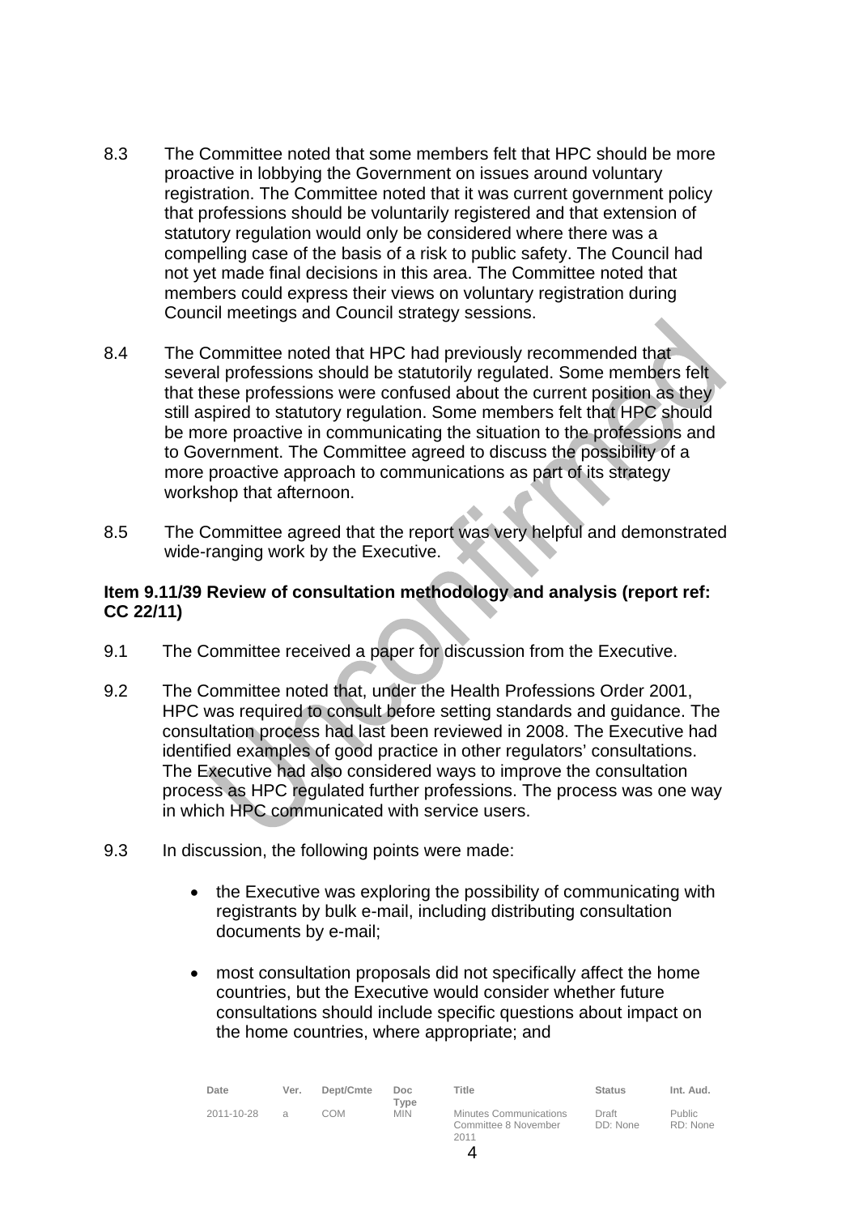8.3 The Committee noted that some members felt that HPC should be more proactive in lobbying the Government on issues around voluntary registration. The Committee noted that it was current government policy that professions should be voluntarily registered and that extension of statutory regulation would only be considered where there was a compelling case of the basis of a risk to public safety. The Council had not yet made final decisions in this area. The Committee noted that members could express their views on voluntary registration during Council meetings and Council strategy sessions.

8.4 The Committee noted that HPC had previously recommended that several professions should be statutorily regulated. Some members felt that these professions were confused about the current position as they still aspired to statutory regulation. Some members felt that HPC should be more proactive in communicating the situation to the professions and to Government. The Committee agreed to discuss the possibility of a more proactive approach to communications as part of its strategy workshop that afternoon.

8.5 The Committee agreed that the report was very helpful and demonstrated wide-ranging work by the Executive.

**Item 9.11/39 Review of consultation methodology and analysis (report ref: CC 22/11)**

9.1 The Committee received a paper for discussion from the Executive.

9.2 The Committee noted that, under the Health Professions Order 2001, HPC was required to consult before setting standards and guidance. The consultation process had last been reviewed in 2008. The Executive had identified examples of good practice in other regulators' consultations. The Executive had also considered ways to improve the consultation process as HPC regulated further professions. The process was one way in which HPC communicated with service users.

9.3 In discussion, the following points were made:

- the Executive was exploring the possibility of communicating with registrants by bulk e-mail, including distributing consultation documents by e-mail;

- most consultation proposals did not specifically affect the home countries, but the Executive would consider whether future consultations should include specific questions about impact on the home countries, where appropriate; and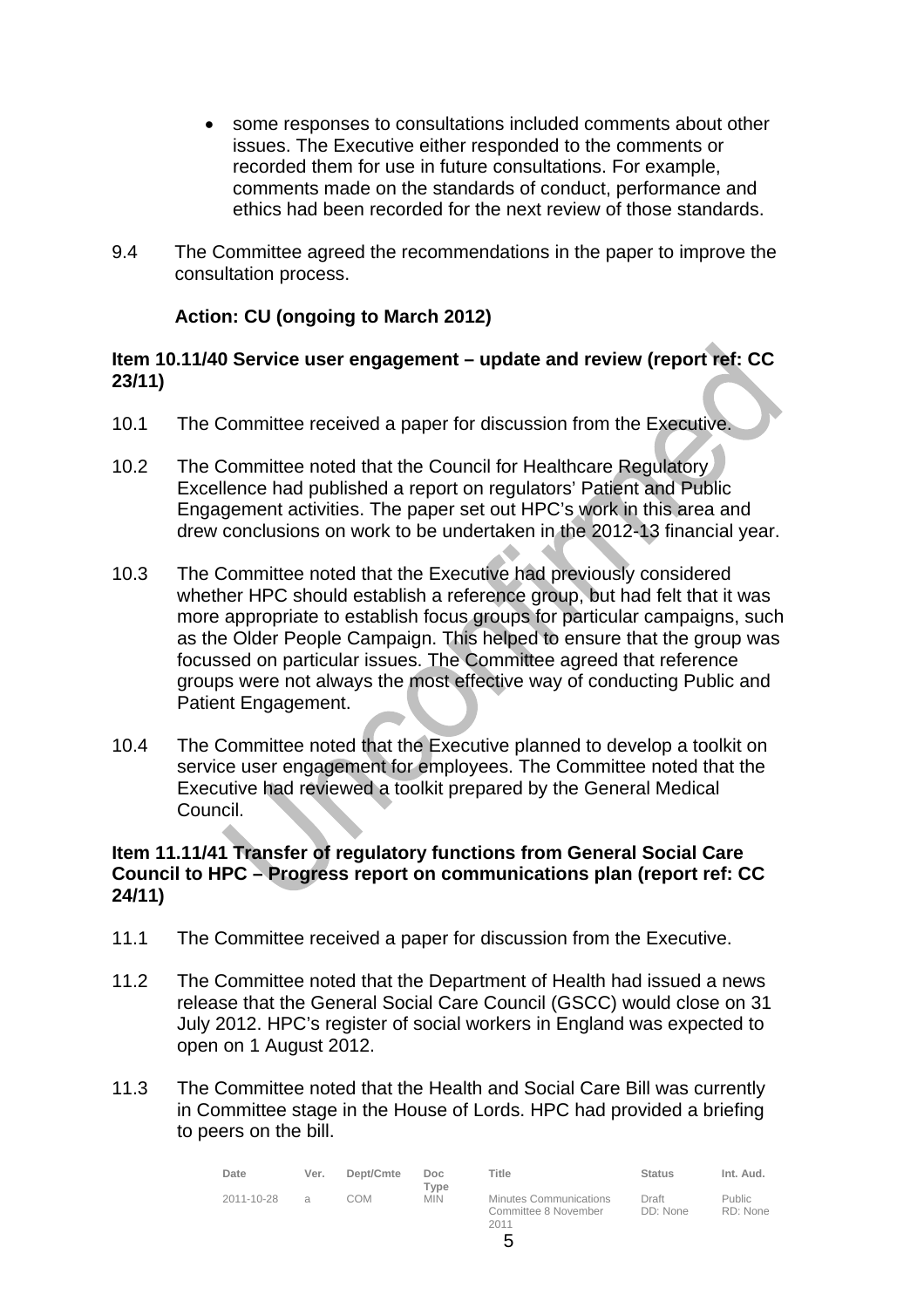- some responses to consultations included comments about other issues. The Executive either responded to the comments or recorded them for use in future consultations. For example, comments made on the standards of conduct, performance and ethics had been recorded for the next review of those standards.

9.4 The Committee agreed the recommendations in the paper to improve the consultation process.

**Action: CU (ongoing to March 2012)**

**Item 10.11/40 Service user engagement – update and review (report ref: CC 23/11)**

10.1 The Committee received a paper for discussion from the Executive.

10.2 The Committee noted that the Council for Healthcare Regulatory Excellence had published a report on regulators' Patient and Public Engagement activities. The paper set out HPC's work in this area and drew conclusions on work to be undertaken in the 2012-13 financial year.

10.3 The Committee noted that the Executive had previously considered whether HPC should establish a reference group, but had felt that it was more appropriate to establish focus groups for particular campaigns, such as the Older People Campaign. This helped to ensure that the group was focussed on particular issues. The Committee agreed that reference groups were not always the most effective way of conducting Public and Patient Engagement.

10.4 The Committee noted that the Executive planned to develop a toolkit on service user engagement for employees. The Committee noted that the Executive had reviewed a toolkit prepared by the General Medical Council.

**Item 11.11/41 Transfer of regulatory functions from General Social Care Council to HPC – Progress report on communications plan (report ref: CC 24/11)**

11.1 The Committee received a paper for discussion from the Executive.

11.2 The Committee noted that the Department of Health had issued a news release that the General Social Care Council (GSCC) would close on 31 July 2012. HPC's register of social workers in England was expected to open on 1 August 2012.

11.3 The Committee noted that the Health and Social Care Bill was currently in Committee stage in the House of Lords. HPC had provided a briefing to peers on the bill.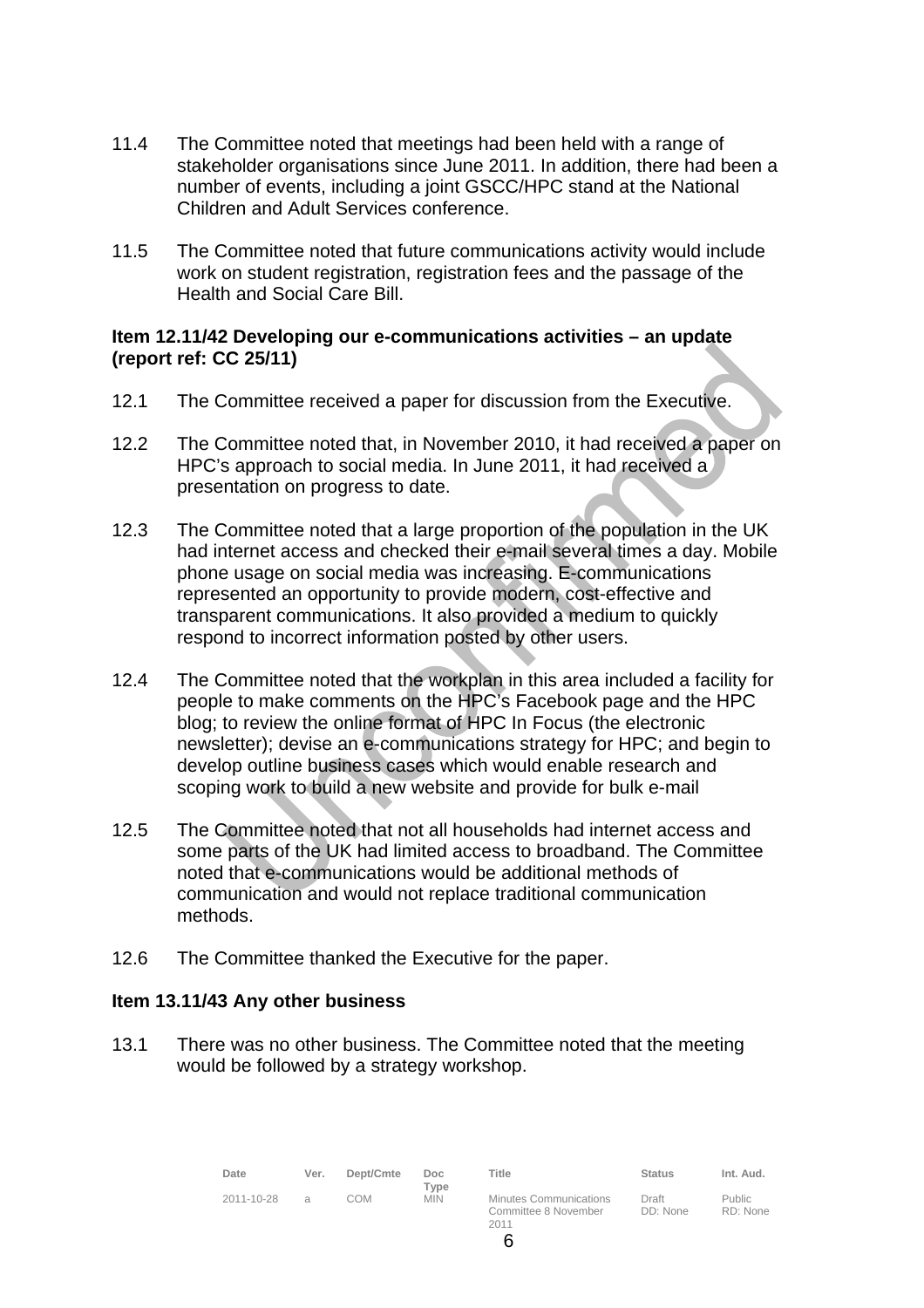11.4 The Committee noted that meetings had been held with a range of stakeholder organisations since June 2011. In addition, there had been a number of events, including a joint GSCC/HPC stand at the National Children and Adult Services conference.

11.5 The Committee noted that future communications activity would include work on student registration, registration fees and the passage of the Health and Social Care Bill.

**Item 12.11/42 Developing our e-communications activities – an update (report ref: CC 25/11)**

12.1 The Committee received a paper for discussion from the Executive.

12.2 The Committee noted that, in November 2010, it had received a paper on HPC's approach to social media. In June 2011, it had received a presentation on progress to date.

12.3 The Committee noted that a large proportion of the population in the UK had internet access and checked their e-mail several times a day. Mobile phone usage on social media was increasing. E-communications represented an opportunity to provide modern, cost-effective and transparent communications. It also provided a medium to quickly respond to incorrect information posted by other users.

12.4 The Committee noted that the workplan in this area included a facility for people to make comments on the HPC's Facebook page and the HPC blog; to review the online format of HPC In Focus (the electronic newsletter); devise an e-communications strategy for HPC; and begin to develop outline business cases which would enable research and scoping work to build a new website and provide for bulk e-mail

12.5 The Committee noted that not all households had internet access and some parts of the UK had limited access to broadband. The Committee noted that e-communications would be additional methods of communication and would not replace traditional communication methods.

12.6 The Committee thanked the Executive for the paper.

**Item 13.11/43 Any other business**

13.1 There was no other business. The Committee noted that the meeting would be followed by a strategy workshop.

| Date | Ver. | Dept/Cmte | Doc Type | Title | Status | Int. Aud. |
|---|---|---|---|---|---|---|
| 2011-10-28 | a | COM | MIN | Minutes Communications Committee 8 November 2011 | Draft DD: None | Public RD: None |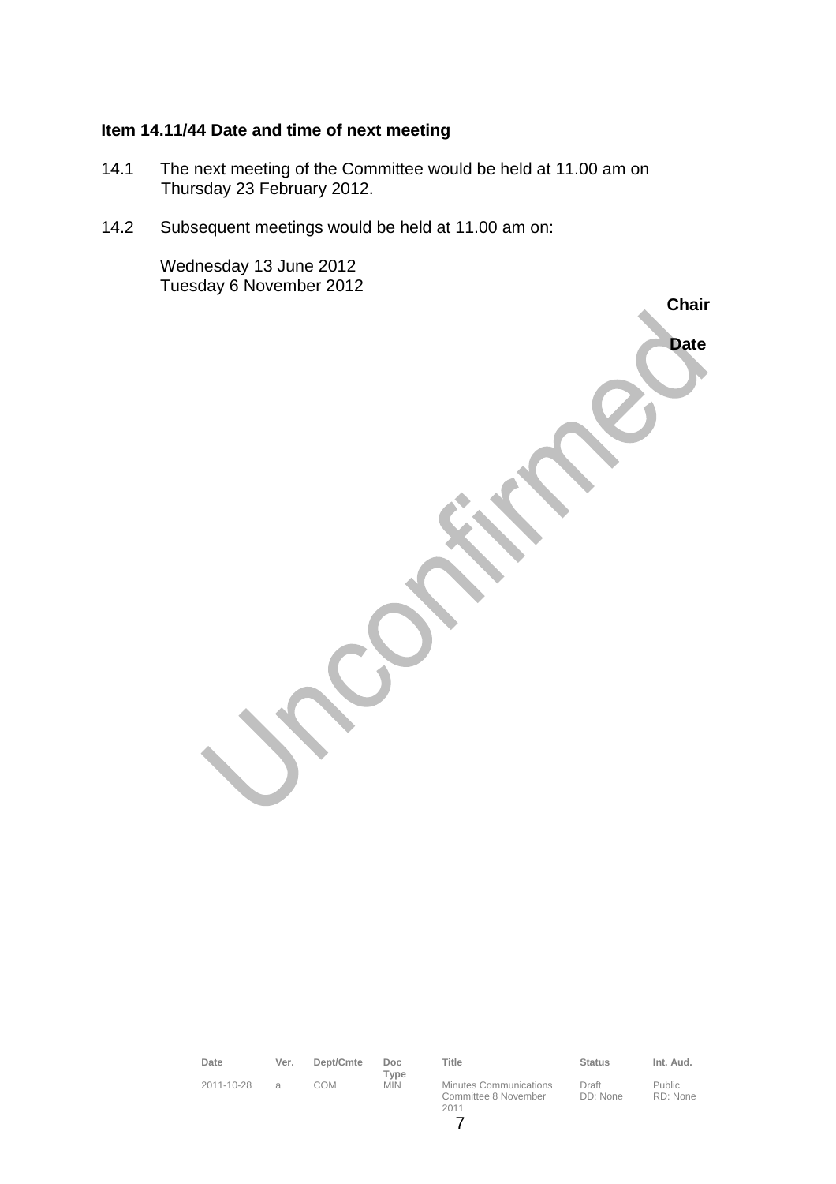**Item 14.11/44 Date and time of next meeting**

14.1 The next meeting of the Committee would be held at 11.00 am on Thursday 23 February 2012.

14.2 Subsequent meetings would be held at 11.00 am on:

Wednesday 13 June 2012
Tuesday 6 November 2012

**Chair**

**Date**

Unconfirmed

| Date | Ver. | Dept/Cmte | Doc Type | Title | Status | Int. Aud. |
|---|---|---|---|---|---|---|
| 2011-10-28 | a | COM | MIN | Minutes Communications Committee 8 November 2011 | Draft DD: None | Public RD: None |